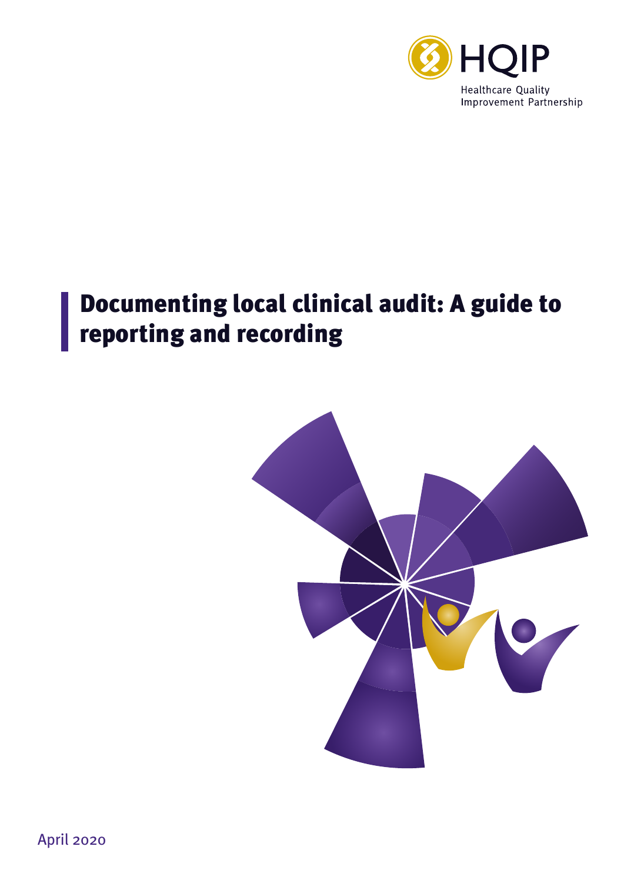HQIP

Healthcare Quality Improvement Partnership

# Documenting local clinical audit: A guide to reporting and recording

April 2020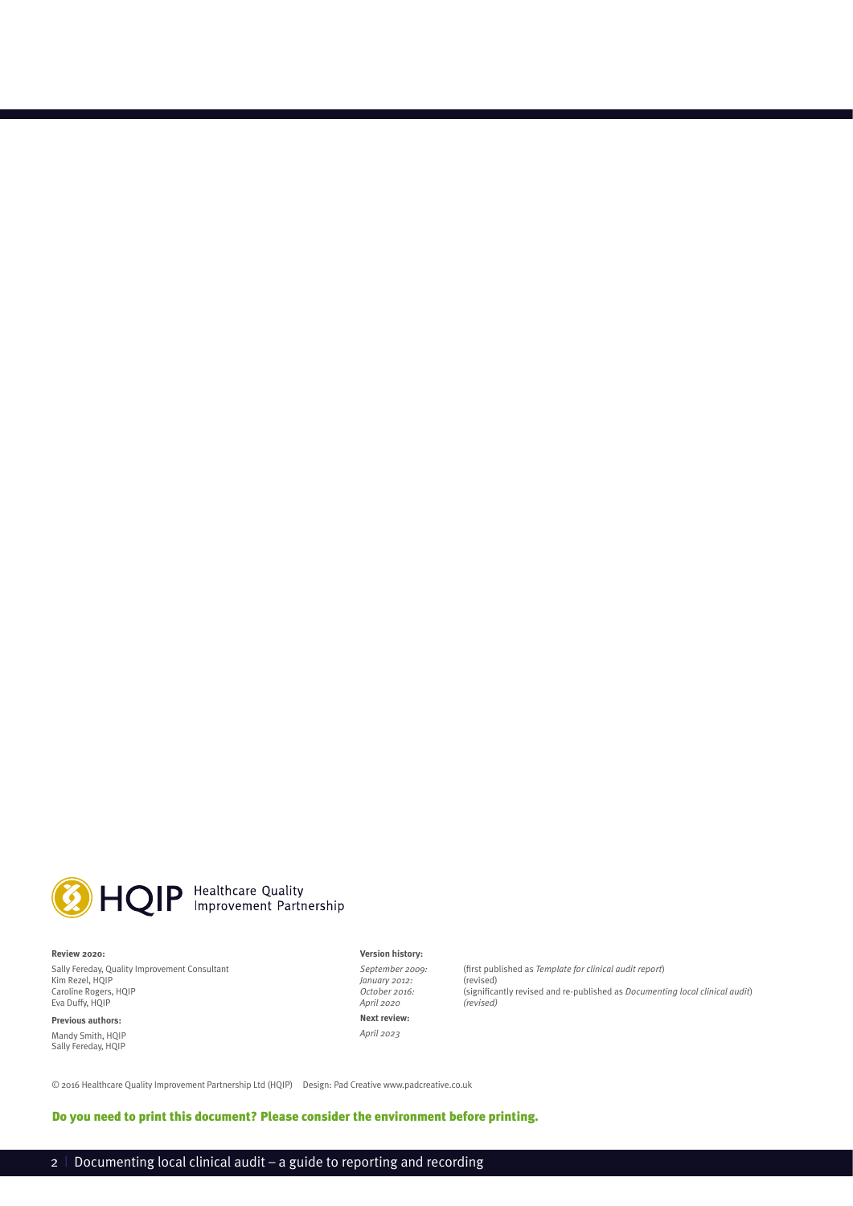HQIP Healthcare Quality Improvement Partnership

**Review 2020:**

Sally Fereday, Quality Improvement Consultant
Kim Rezel, HQIP
Caroline Rogers, HQIP
Eva Duffy, HQIP

**Previous authors:**

Mandy Smith, HQIP
Sally Fereday, HQIP

**Version history:**

*September 2009:* (first published as *Template for clinical audit report*)
*January 2012:* (revised)
*October 2016:* (significantly revised and re-published as *Documenting local clinical audit*)
*April 2020* *(revised)*

**Next review:**

*April 2023*

© 2016 Healthcare Quality Improvement Partnership Ltd (HQIP) Design: Pad Creative www.padcreative.co.uk

**Do you need to print this document? Please consider the environment before printing.**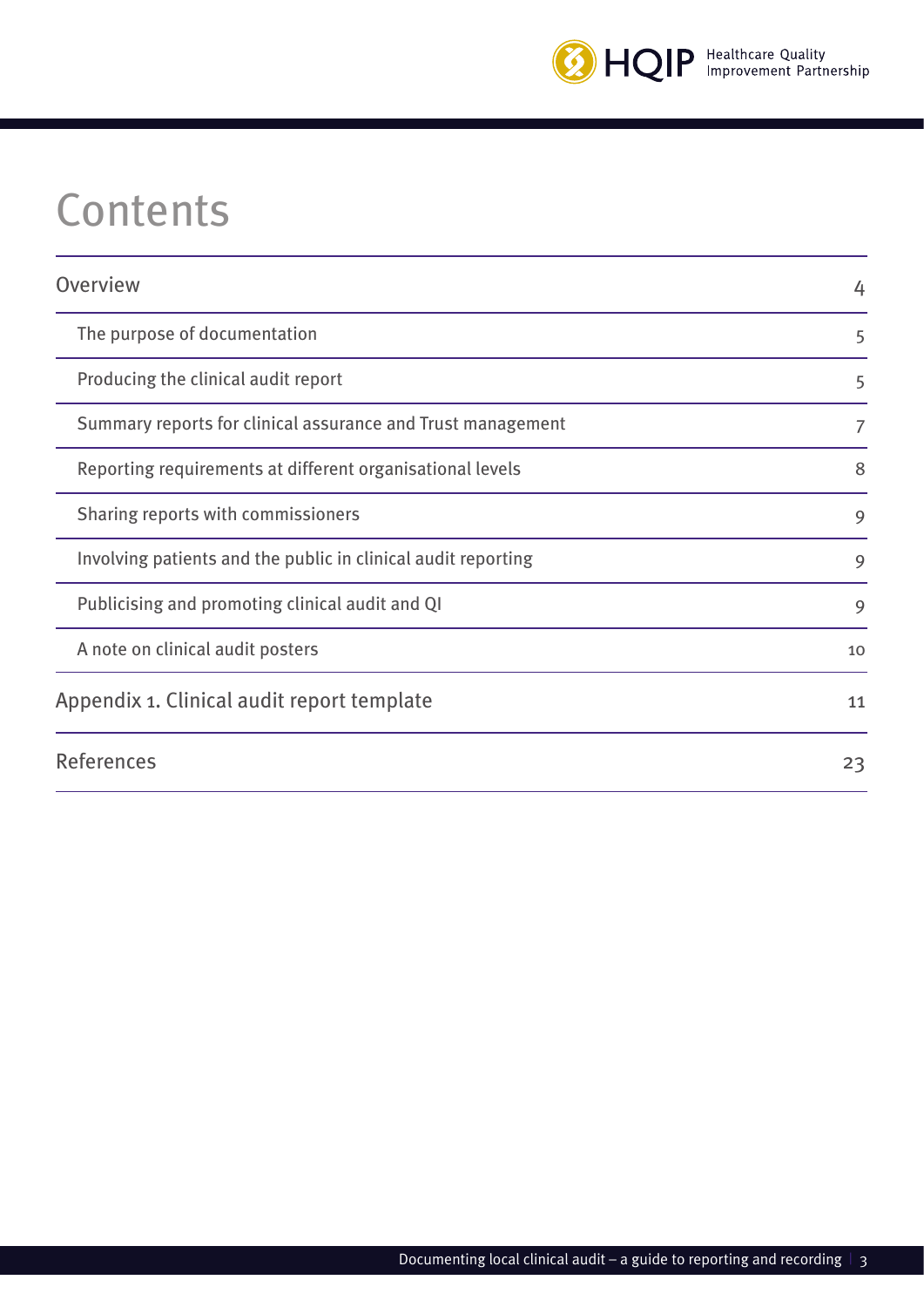# Contents

| | |
|---|---|
| Overview | 4 |
| The purpose of documentation | 5 |
| Producing the clinical audit report | 5 |
| Summary reports for clinical assurance and Trust management | 7 |
| Reporting requirements at different organisational levels | 8 |
| Sharing reports with commissioners | 9 |
| Involving patients and the public in clinical audit reporting | 9 |
| Publicising and promoting clinical audit and QI | 9 |
| A note on clinical audit posters | 10 |
| Appendix 1. Clinical audit report template | 11 |
| References | 23 |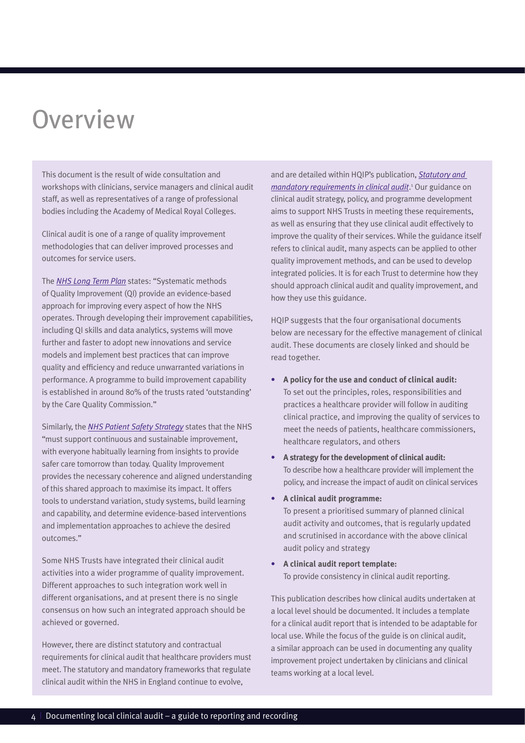# Overview

This document is the result of wide consultation and workshops with clinicians, service managers and clinical audit staff, as well as representatives of a range of professional bodies including the Academy of Medical Royal Colleges.

Clinical audit is one of a range of quality improvement methodologies that can deliver improved processes and outcomes for service users.

The *NHS Long Term Plan* states: "Systematic methods of Quality Improvement (QI) provide an evidence-based approach for improving every aspect of how the NHS operates. Through developing their improvement capabilities, including QI skills and data analytics, systems will move further and faster to adopt new innovations and service models and implement best practices that can improve quality and efficiency and reduce unwarranted variations in performance. A programme to build improvement capability is established in around 80% of the trusts rated 'outstanding' by the Care Quality Commission."

Similarly, the *NHS Patient Safety Strategy* states that the NHS "must support continuous and sustainable improvement, with everyone habitually learning from insights to provide safer care tomorrow than today. Quality Improvement provides the necessary coherence and aligned understanding of this shared approach to maximise its impact. It offers tools to understand variation, study systems, build learning and capability, and determine evidence-based interventions and implementation approaches to achieve the desired outcomes."

Some NHS Trusts have integrated their clinical audit activities into a wider programme of quality improvement. Different approaches to such integration work well in different organisations, and at present there is no single consensus on how such an integrated approach should be achieved or governed.

However, there are distinct statutory and contractual requirements for clinical audit that healthcare providers must meet. The statutory and mandatory frameworks that regulate clinical audit within the NHS in England continue to evolve, and are detailed within HQIP's publication, *Statutory and mandatory requirements in clinical audit*.[1] Our guidance on clinical audit strategy, policy, and programme development aims to support NHS Trusts in meeting these requirements, as well as ensuring that they use clinical audit effectively to improve the quality of their services. While the guidance itself refers to clinical audit, many aspects can be applied to other quality improvement methods, and can be used to develop integrated policies. It is for each Trust to determine how they should approach clinical audit and quality improvement, and how they use this guidance.

HQIP suggests that the four organisational documents below are necessary for the effective management of clinical audit. These documents are closely linked and should be read together.

- **A policy for the use and conduct of clinical audit:** To set out the principles, roles, responsibilities and practices a healthcare provider will follow in auditing clinical practice, and improving the quality of services to meet the needs of patients, healthcare commissioners, healthcare regulators, and others
- **A strategy for the development of clinical audit:** To describe how a healthcare provider will implement the policy, and increase the impact of audit on clinical services
- **A clinical audit programme:** To present a prioritised summary of planned clinical audit activity and outcomes, that is regularly updated and scrutinised in accordance with the above clinical audit policy and strategy
- **A clinical audit report template:** To provide consistency in clinical audit reporting.

This publication describes how clinical audits undertaken at a local level should be documented. It includes a template for a clinical audit report that is intended to be adaptable for local use. While the focus of the guide is on clinical audit, a similar approach can be used in documenting any quality improvement project undertaken by clinicians and clinical teams working at a local level.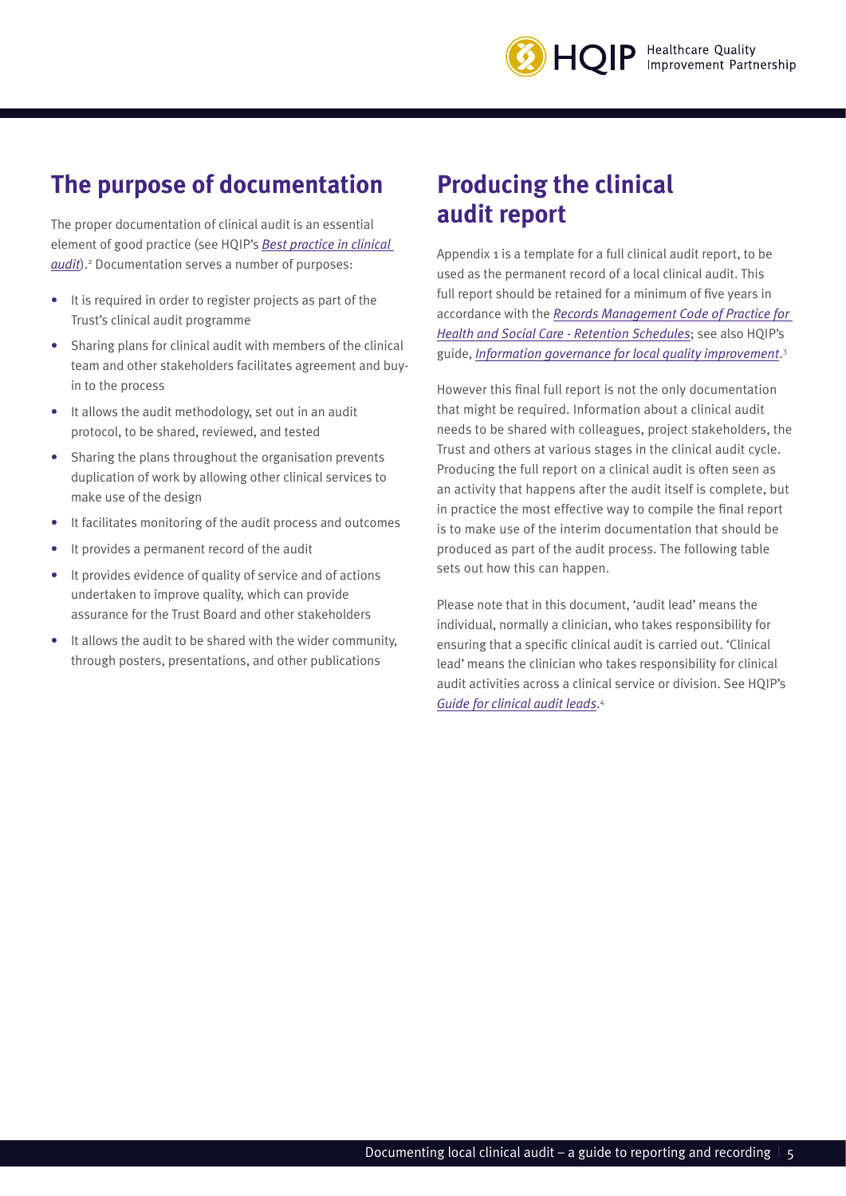## The purpose of documentation

The proper documentation of clinical audit is an essential element of good practice (see HQIP's *Best practice in clinical audit*).[2] Documentation serves a number of purposes:

- It is required in order to register projects as part of the Trust's clinical audit programme
- Sharing plans for clinical audit with members of the clinical team and other stakeholders facilitates agreement and buy-in to the process
- It allows the audit methodology, set out in an audit protocol, to be shared, reviewed, and tested
- Sharing the plans throughout the organisation prevents duplication of work by allowing other clinical services to make use of the design
- It facilitates monitoring of the audit process and outcomes
- It provides a permanent record of the audit
- It provides evidence of quality of service and of actions undertaken to improve quality, which can provide assurance for the Trust Board and other stakeholders
- It allows the audit to be shared with the wider community, through posters, presentations, and other publications

## Producing the clinical audit report

Appendix 1 is a template for a full clinical audit report, to be used as the permanent record of a local clinical audit. This full report should be retained for a minimum of five years in accordance with the *Records Management Code of Practice for Health and Social Care - Retention Schedules*; see also HQIP's guide, *Information governance for local quality improvement*.[3]

However this final full report is not the only documentation that might be required. Information about a clinical audit needs to be shared with colleagues, project stakeholders, the Trust and others at various stages in the clinical audit cycle. Producing the full report on a clinical audit is often seen as an activity that happens after the audit itself is complete, but in practice the most effective way to compile the final report is to make use of the interim documentation that should be produced as part of the audit process. The following table sets out how this can happen.

Please note that in this document, 'audit lead' means the individual, normally a clinician, who takes responsibility for ensuring that a specific clinical audit is carried out. 'Clinical lead' means the clinician who takes responsibility for clinical audit activities across a clinical service or division. See HQIP's *Guide for clinical audit leads*.[4]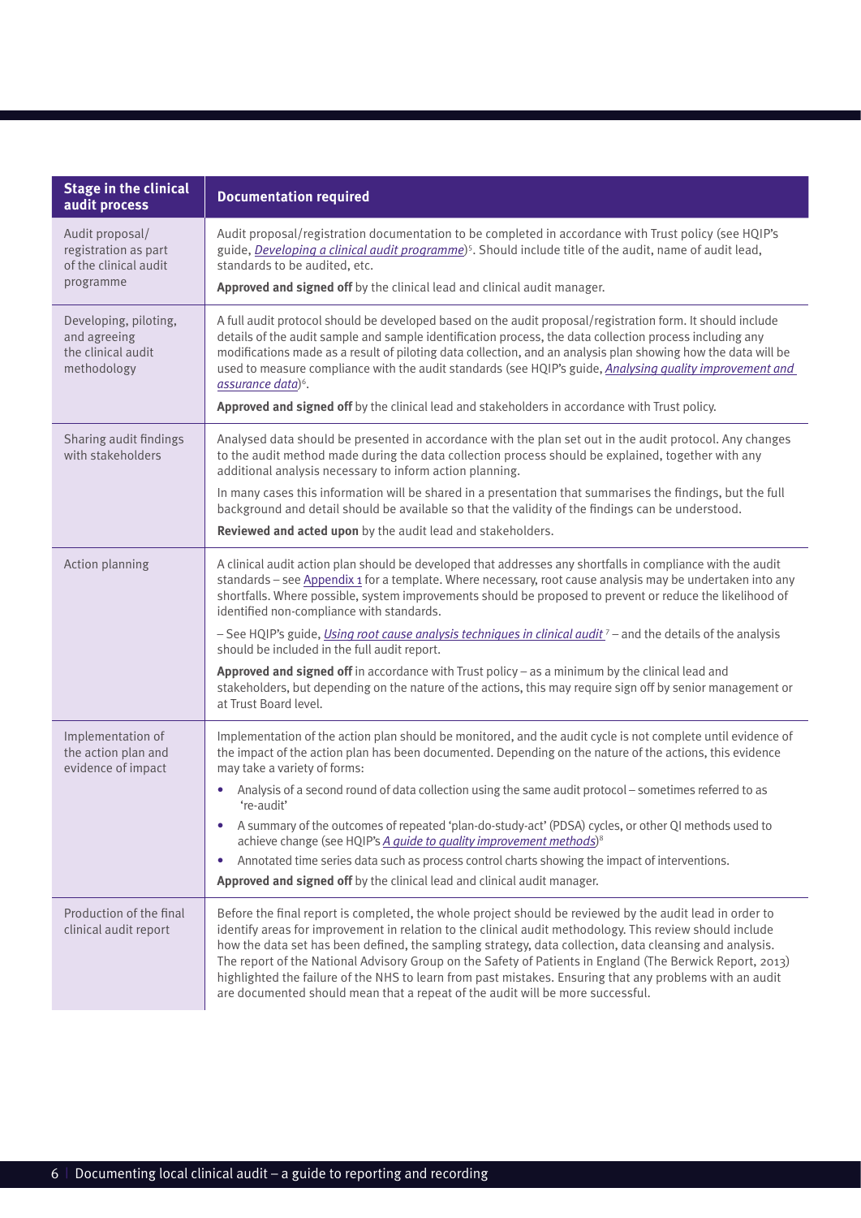| Stage in the clinical audit process | Documentation required |
|---|---|
| Audit proposal/ registration as part of the clinical audit programme | Audit proposal/registration documentation to be completed in accordance with Trust policy (see HQIP's guide, *Developing a clinical audit programme*)[5]. Should include title of the audit, name of audit lead, standards to be audited, etc. <br><br> **Approved and signed off** by the clinical lead and clinical audit manager. |
| Developing, piloting, and agreeing the clinical audit methodology | A full audit protocol should be developed based on the audit proposal/registration form. It should include details of the audit sample and sample identification process, the data collection process including any modifications made as a result of piloting data collection, and an analysis plan showing how the data will be used to measure compliance with the audit standards (see HQIP's guide, *Analysing quality improvement and assurance data*)[6]. <br><br> **Approved and signed off** by the clinical lead and stakeholders in accordance with Trust policy. |
| Sharing audit findings with stakeholders | Analysed data should be presented in accordance with the plan set out in the audit protocol. Any changes to the audit method made during the data collection process should be explained, together with any additional analysis necessary to inform action planning. <br><br> In many cases this information will be shared in a presentation that summarises the findings, but the full background and detail should be available so that the validity of the findings can be understood. <br><br> **Reviewed and acted upon** by the audit lead and stakeholders. |
| Action planning | A clinical audit action plan should be developed that addresses any shortfalls in compliance with the audit standards – see Appendix 1 for a template. Where necessary, root cause analysis may be undertaken into any shortfalls. Where possible, system improvements should be proposed to prevent or reduce the likelihood of identified non-compliance with standards. <br><br> – See HQIP's guide, *Using root cause analysis techniques in clinical audit*[7] – and the details of the analysis should be included in the full audit report. <br><br> **Approved and signed off** in accordance with Trust policy – as a minimum by the clinical lead and stakeholders, but depending on the nature of the actions, this may require sign off by senior management or at Trust Board level. |
| Implementation of the action plan and evidence of impact | Implementation of the action plan should be monitored, and the audit cycle is not complete until evidence of the impact of the action plan has been documented. Depending on the nature of the actions, this evidence may take a variety of forms: <br>• Analysis of a second round of data collection using the same audit protocol – sometimes referred to as 're-audit' <br>• A summary of the outcomes of repeated 'plan-do-study-act' (PDSA) cycles, or other QI methods used to achieve change (see HQIP's *A guide to quality improvement methods*)[8] <br>• Annotated time series data such as process control charts showing the impact of interventions. <br><br> **Approved and signed off** by the clinical lead and clinical audit manager. |
| Production of the final clinical audit report | Before the final report is completed, the whole project should be reviewed by the audit lead in order to identify areas for improvement in relation to the clinical audit methodology. This review should include how the data set has been defined, the sampling strategy, data collection, data cleansing and analysis. The report of the National Advisory Group on the Safety of Patients in England (The Berwick Report, 2013) highlighted the failure of the NHS to learn from past mistakes. Ensuring that any problems with an audit are documented should mean that a repeat of the audit will be more successful. |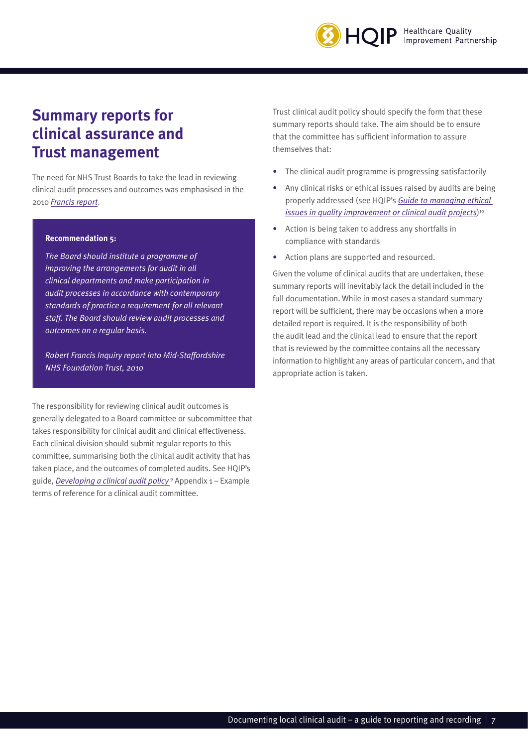# Summary reports for clinical assurance and Trust management

The need for NHS Trust Boards to take the lead in reviewing clinical audit processes and outcomes was emphasised in the 2010 *Francis report*.

> **Recommendation 5:**
>
> *The Board should institute a programme of improving the arrangements for audit in all clinical departments and make participation in audit processes in accordance with contemporary standards of practice a requirement for all relevant staff. The Board should review audit processes and outcomes on a regular basis.*
>
> *Robert Francis Inquiry report into Mid-Staffordshire NHS Foundation Trust, 2010*

The responsibility for reviewing clinical audit outcomes is generally delegated to a Board committee or subcommittee that takes responsibility for clinical audit and clinical effectiveness. Each clinical division should submit regular reports to this committee, summarising both the clinical audit activity that has taken place, and the outcomes of completed audits. See HQIP's guide, *Developing a clinical audit policy*[9] Appendix 1 – Example terms of reference for a clinical audit committee.

Trust clinical audit policy should specify the form that these summary reports should take. The aim should be to ensure that the committee has sufficient information to assure themselves that:

- The clinical audit programme is progressing satisfactorily
- Any clinical risks or ethical issues raised by audits are being properly addressed (see HQIP's *Guide to managing ethical issues in quality improvement or clinical audit projects*)[10]
- Action is being taken to address any shortfalls in compliance with standards
- Action plans are supported and resourced.

Given the volume of clinical audits that are undertaken, these summary reports will inevitably lack the detail included in the full documentation. While in most cases a standard summary report will be sufficient, there may be occasions when a more detailed report is required. It is the responsibility of both the audit lead and the clinical lead to ensure that the report that is reviewed by the committee contains all the necessary information to highlight any areas of particular concern, and that appropriate action is taken.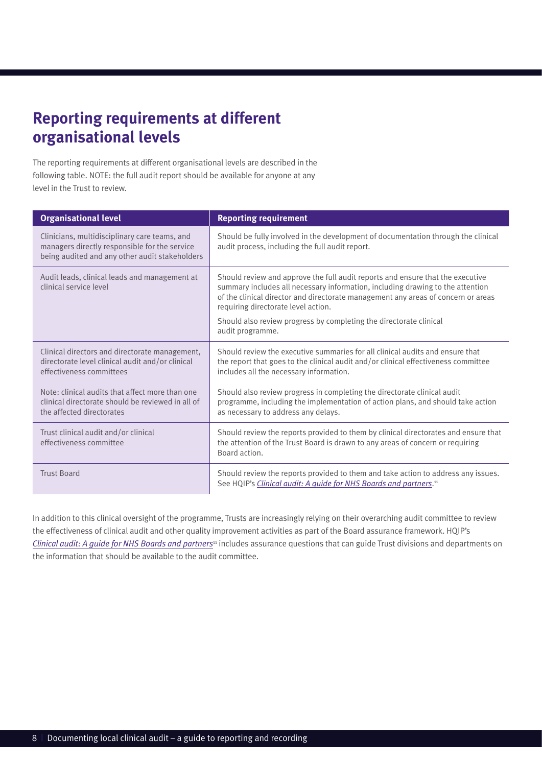# Reporting requirements at different organisational levels

The reporting requirements at different organisational levels are described in the following table. NOTE: the full audit report should be available for anyone at any level in the Trust to review.

| Organisational level | Reporting requirement |
|---|---|
| Clinicians, multidisciplinary care teams, and managers directly responsible for the service being audited and any other audit stakeholders | Should be fully involved in the development of documentation through the clinical audit process, including the full audit report. |
| Audit leads, clinical leads and management at clinical service level | Should review and approve the full audit reports and ensure that the executive summary includes all necessary information, including drawing to the attention of the clinical director and directorate management any areas of concern or areas requiring directorate level action.<br><br>Should also review progress by completing the directorate clinical audit programme. |
| Clinical directors and directorate management, directorate level clinical audit and/or clinical effectiveness committees<br><br>Note: clinical audits that affect more than one clinical directorate should be reviewed in all of the affected directorates | Should review the executive summaries for all clinical audits and ensure that the report that goes to the clinical audit and/or clinical effectiveness committee includes all the necessary information.<br><br>Should also review progress in completing the directorate clinical audit programme, including the implementation of action plans, and should take action as necessary to address any delays. |
| Trust clinical audit and/or clinical effectiveness committee | Should review the reports provided to them by clinical directorates and ensure that the attention of the Trust Board is drawn to any areas of concern or requiring Board action. |
| Trust Board | Should review the reports provided to them and take action to address any issues. See HQIP's *Clinical audit: A guide for NHS Boards and partners*.[11] |

In addition to this clinical oversight of the programme, Trusts are increasingly relying on their overarching audit committee to review the effectiveness of clinical audit and other quality improvement activities as part of the Board assurance framework. HQIP's *Clinical audit: A guide for NHS Boards and partners*[11] includes assurance questions that can guide Trust divisions and departments on the information that should be available to the audit committee.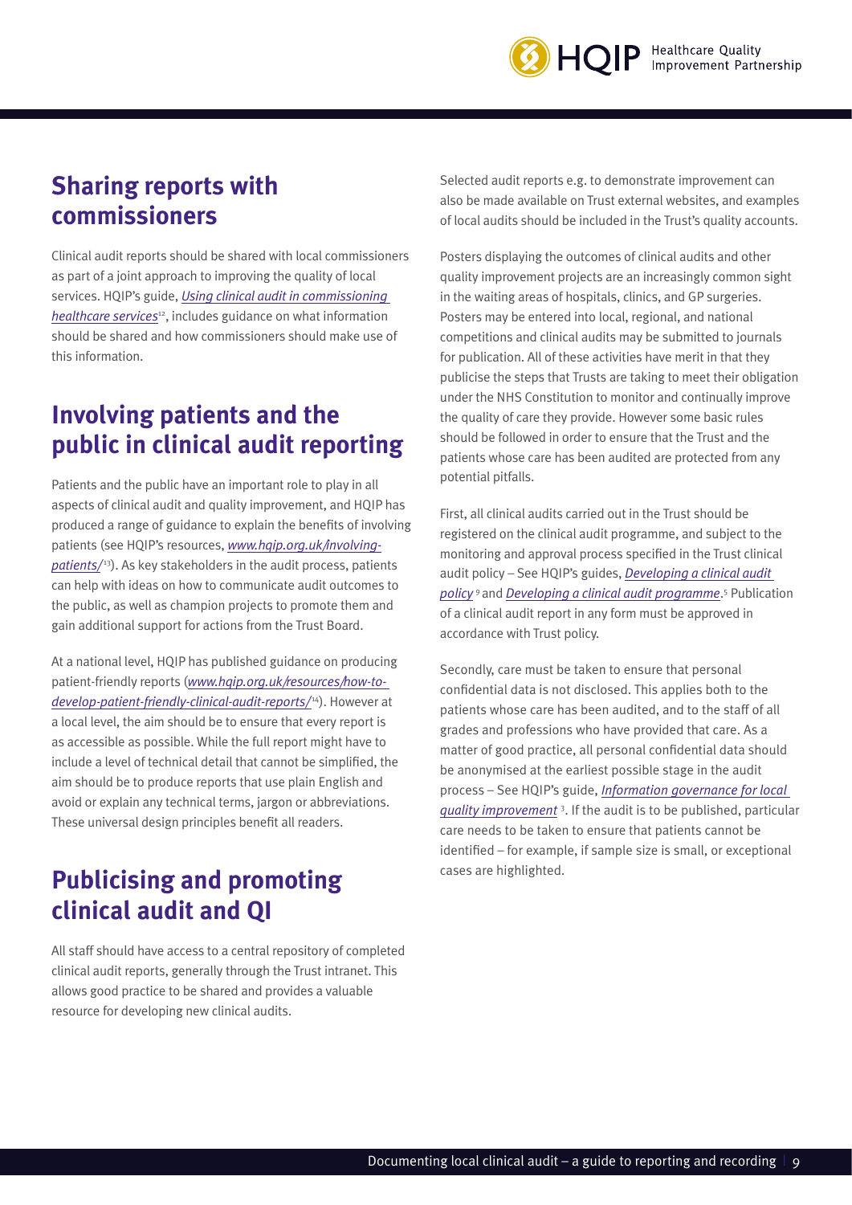## Sharing reports with commissioners

Clinical audit reports should be shared with local commissioners as part of a joint approach to improving the quality of local services. HQIP's guide, *Using clinical audit in commissioning healthcare services*[12], includes guidance on what information should be shared and how commissioners should make use of this information.

## Involving patients and the public in clinical audit reporting

Patients and the public have an important role to play in all aspects of clinical audit and quality improvement, and HQIP has produced a range of guidance to explain the benefits of involving patients (see HQIP's resources, *www.hqip.org.uk/involving-patients/*[13]). As key stakeholders in the audit process, patients can help with ideas on how to communicate audit outcomes to the public, as well as champion projects to promote them and gain additional support for actions from the Trust Board.

At a national level, HQIP has published guidance on producing patient-friendly reports (*www.hqip.org.uk/resources/how-to-develop-patient-friendly-clinical-audit-reports/*[14]). However at a local level, the aim should be to ensure that every report is as accessible as possible. While the full report might have to include a level of technical detail that cannot be simplified, the aim should be to produce reports that use plain English and avoid or explain any technical terms, jargon or abbreviations. These universal design principles benefit all readers.

## Publicising and promoting clinical audit and QI

All staff should have access to a central repository of completed clinical audit reports, generally through the Trust intranet. This allows good practice to be shared and provides a valuable resource for developing new clinical audits.

Selected audit reports e.g. to demonstrate improvement can also be made available on Trust external websites, and examples of local audits should be included in the Trust's quality accounts.

Posters displaying the outcomes of clinical audits and other quality improvement projects are an increasingly common sight in the waiting areas of hospitals, clinics, and GP surgeries. Posters may be entered into local, regional, and national competitions and clinical audits may be submitted to journals for publication. All of these activities have merit in that they publicise the steps that Trusts are taking to meet their obligation under the NHS Constitution to monitor and continually improve the quality of care they provide. However some basic rules should be followed in order to ensure that the Trust and the patients whose care has been audited are protected from any potential pitfalls.

First, all clinical audits carried out in the Trust should be registered on the clinical audit programme, and subject to the monitoring and approval process specified in the Trust clinical audit policy – See HQIP's guides, *Developing a clinical audit policy*[9] and *Developing a clinical audit programme*.[5] Publication of a clinical audit report in any form must be approved in accordance with Trust policy.

Secondly, care must be taken to ensure that personal confidential data is not disclosed. This applies both to the patients whose care has been audited, and to the staff of all grades and professions who have provided that care. As a matter of good practice, all personal confidential data should be anonymised at the earliest possible stage in the audit process – See HQIP's guide, *Information governance for local quality improvement*[3]. If the audit is to be published, particular care needs to be taken to ensure that patients cannot be identified – for example, if sample size is small, or exceptional cases are highlighted.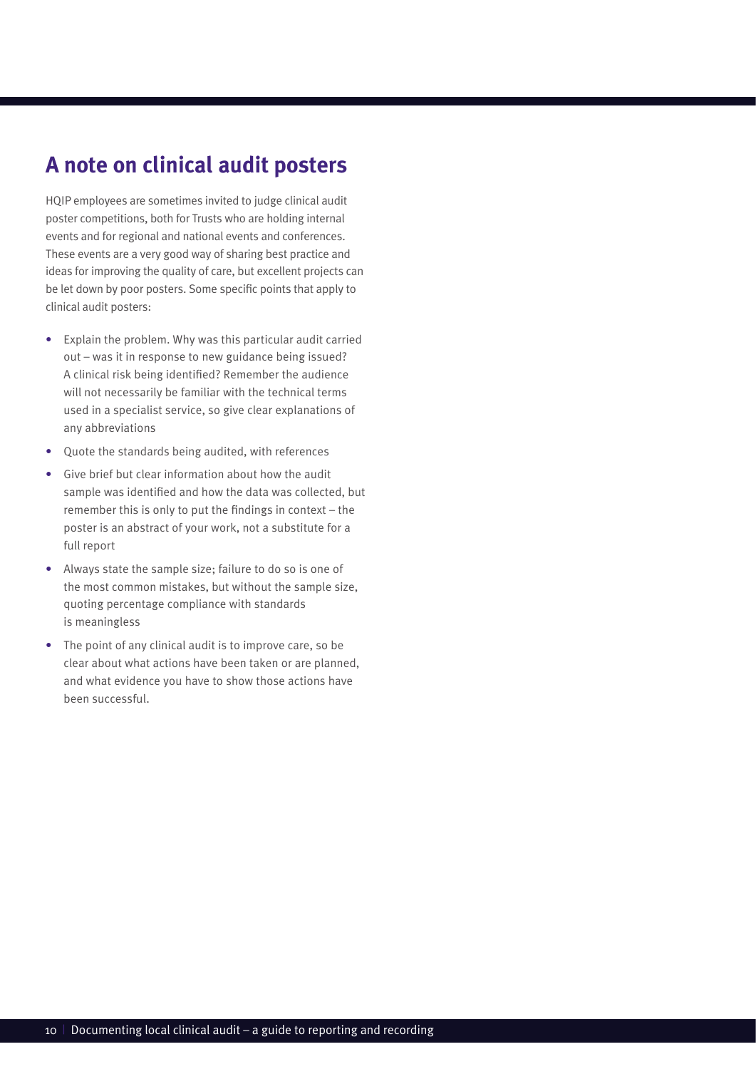## A note on clinical audit posters

HQIP employees are sometimes invited to judge clinical audit poster competitions, both for Trusts who are holding internal events and for regional and national events and conferences. These events are a very good way of sharing best practice and ideas for improving the quality of care, but excellent projects can be let down by poor posters. Some specific points that apply to clinical audit posters:

- Explain the problem. Why was this particular audit carried out – was it in response to new guidance being issued? A clinical risk being identified? Remember the audience will not necessarily be familiar with the technical terms used in a specialist service, so give clear explanations of any abbreviations
- Quote the standards being audited, with references
- Give brief but clear information about how the audit sample was identified and how the data was collected, but remember this is only to put the findings in context – the poster is an abstract of your work, not a substitute for a full report
- Always state the sample size; failure to do so is one of the most common mistakes, but without the sample size, quoting percentage compliance with standards is meaningless
- The point of any clinical audit is to improve care, so be clear about what actions have been taken or are planned, and what evidence you have to show those actions have been successful.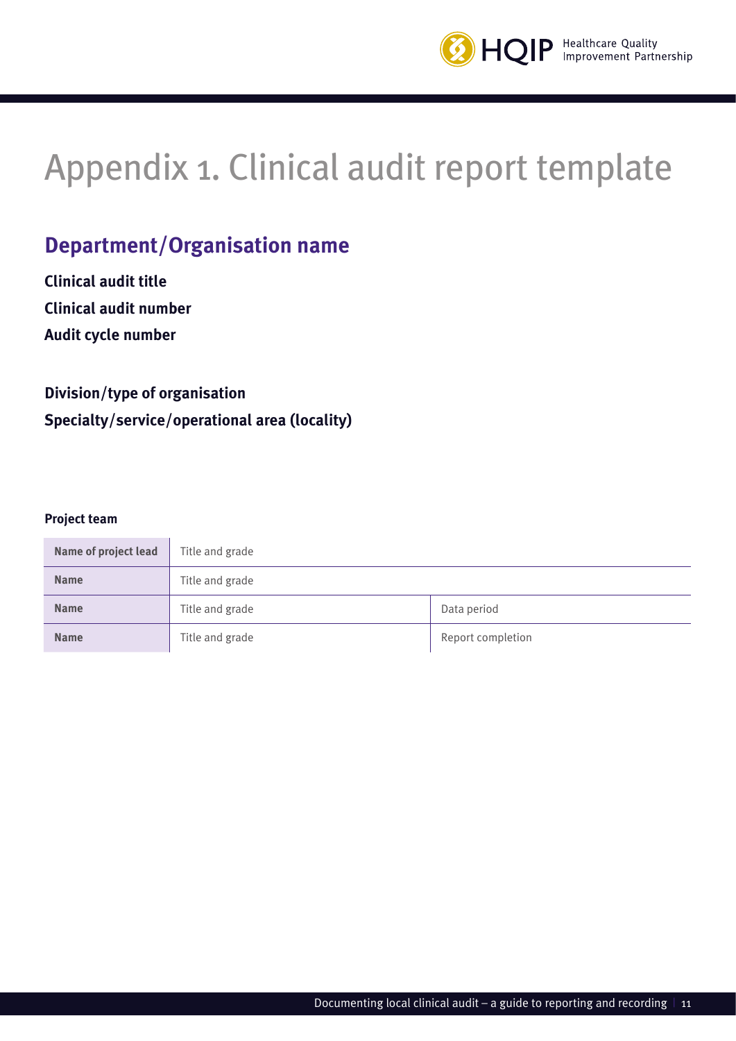# Appendix 1. Clinical audit report template

## Department/Organisation name

**Clinical audit title**

**Clinical audit number**

**Audit cycle number**

**Division/type of organisation**

**Specialty/service/operational area (locality)**

**Project team**

| Name of project lead | Title and grade | |
|---|---|---|
| Name | Title and grade | |
| Name | Title and grade | Data period |
| Name | Title and grade | Report completion |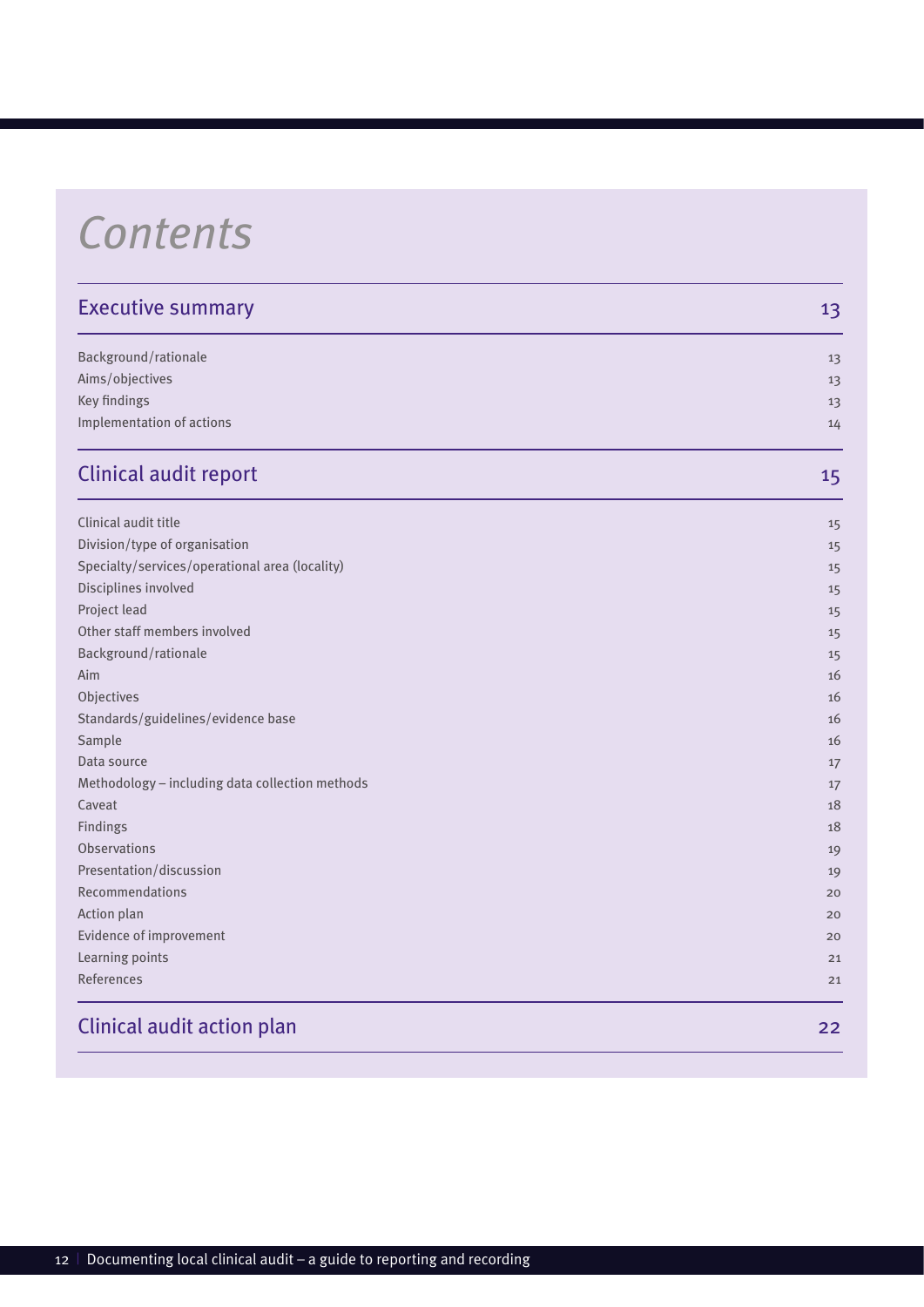# Contents

| | |
|---|---|
| **Executive summary** | **13** |
| Background/rationale | 13 |
| Aims/objectives | 13 |
| Key findings | 13 |
| Implementation of actions | 14 |
| **Clinical audit report** | **15** |
| Clinical audit title | 15 |
| Division/type of organisation | 15 |
| Specialty/services/operational area (locality) | 15 |
| Disciplines involved | 15 |
| Project lead | 15 |
| Other staff members involved | 15 |
| Background/rationale | 15 |
| Aim | 16 |
| Objectives | 16 |
| Standards/guidelines/evidence base | 16 |
| Sample | 16 |
| Data source | 17 |
| Methodology – including data collection methods | 17 |
| Caveat | 18 |
| Findings | 18 |
| Observations | 19 |
| Presentation/discussion | 19 |
| Recommendations | 20 |
| Action plan | 20 |
| Evidence of improvement | 20 |
| Learning points | 21 |
| References | 21 |
| **Clinical audit action plan** | **22** |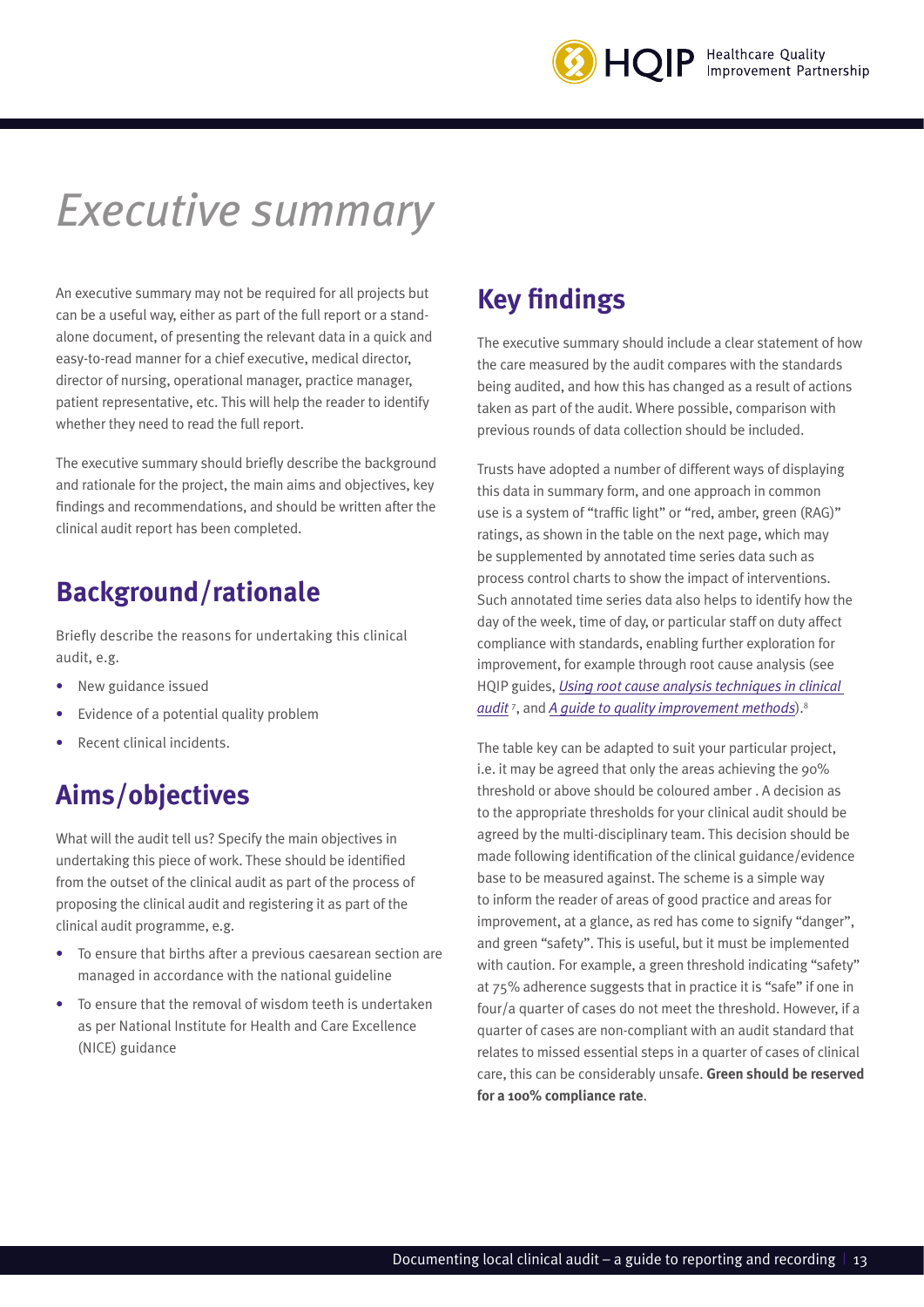# Executive summary

An executive summary may not be required for all projects but can be a useful way, either as part of the full report or a stand-alone document, of presenting the relevant data in a quick and easy-to-read manner for a chief executive, medical director, director of nursing, operational manager, practice manager, patient representative, etc. This will help the reader to identify whether they need to read the full report.

The executive summary should briefly describe the background and rationale for the project, the main aims and objectives, key findings and recommendations, and should be written after the clinical audit report has been completed.

## Background/rationale

Briefly describe the reasons for undertaking this clinical audit, e.g.

- New guidance issued
- Evidence of a potential quality problem
- Recent clinical incidents.

## Aims/objectives

What will the audit tell us? Specify the main objectives in undertaking this piece of work. These should be identified from the outset of the clinical audit as part of the process of proposing the clinical audit and registering it as part of the clinical audit programme, e.g.

- To ensure that births after a previous caesarean section are managed in accordance with the national guideline
- To ensure that the removal of wisdom teeth is undertaken as per National Institute for Health and Care Excellence (NICE) guidance

## Key findings

The executive summary should include a clear statement of how the care measured by the audit compares with the standards being audited, and how this has changed as a result of actions taken as part of the audit. Where possible, comparison with previous rounds of data collection should be included.

Trusts have adopted a number of different ways of displaying this data in summary form, and one approach in common use is a system of "traffic light" or "red, amber, green (RAG)" ratings, as shown in the table on the next page, which may be supplemented by annotated time series data such as process control charts to show the impact of interventions. Such annotated time series data also helps to identify how the day of the week, time of day, or particular staff on duty affect compliance with standards, enabling further exploration for improvement, for example through root cause analysis (see HQIP guides, *Using root cause analysis techniques in clinical audit*[7], and *A guide to quality improvement methods*).[8]

The table key can be adapted to suit your particular project, i.e. it may be agreed that only the areas achieving the 90% threshold or above should be coloured amber . A decision as to the appropriate thresholds for your clinical audit should be agreed by the multi-disciplinary team. This decision should be made following identification of the clinical guidance/evidence base to be measured against. The scheme is a simple way to inform the reader of areas of good practice and areas for improvement, at a glance, as red has come to signify "danger", and green "safety". This is useful, but it must be implemented with caution. For example, a green threshold indicating "safety" at 75% adherence suggests that in practice it is "safe" if one in four/a quarter of cases do not meet the threshold. However, if a quarter of cases are non-compliant with an audit standard that relates to missed essential steps in a quarter of cases of clinical care, this can be considerably unsafe. **Green should be reserved for a 100% compliance rate**.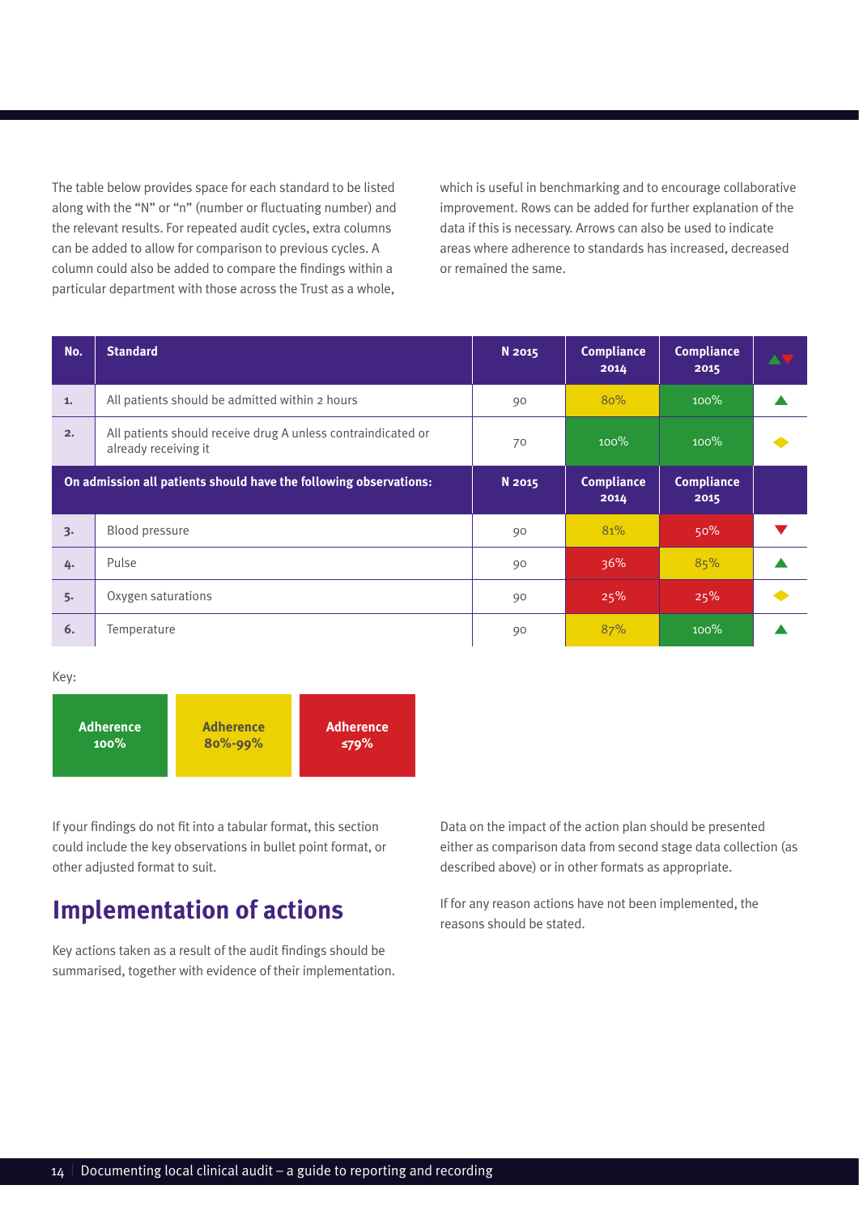The table below provides space for each standard to be listed along with the "N" or "n" (number or fluctuating number) and the relevant results. For repeated audit cycles, extra columns can be added to allow for comparison to previous cycles. A column could also be added to compare the findings within a particular department with those across the Trust as a whole, which is useful in benchmarking and to encourage collaborative improvement. Rows can be added for further explanation of the data if this is necessary. Arrows can also be used to indicate areas where adherence to standards has increased, decreased or remained the same.

| No. | Standard | N 2015 | Compliance 2014 | Compliance 2015 | ▲▼ |
|---|---|---|---|---|---|
| 1. | All patients should be admitted within 2 hours | 90 | 80% | 100% | ▲ |
| 2. | All patients should receive drug A unless contraindicated or already receiving it | 70 | 100% | 100% | ◆ |
| **On admission all patients should have the following observations:** | | **N 2015** | **Compliance 2014** | **Compliance 2015** | |
| 3. | Blood pressure | 90 | 81% | 50% | ▼ |
| 4. | Pulse | 90 | 36% | 85% | ▲ |
| 5. | Oxygen saturations | 90 | 25% | 25% | ◆ |
| 6. | Temperature | 90 | 87% | 100% | ▲ |

Key:

| Adherence 100% | Adherence 80%-99% | Adherence ≤79% |
|---|---|---|

If your findings do not fit into a tabular format, this section could include the key observations in bullet point format, or other adjusted format to suit.

## Implementation of actions

Key actions taken as a result of the audit findings should be summarised, together with evidence of their implementation.

Data on the impact of the action plan should be presented either as comparison data from second stage data collection (as described above) or in other formats as appropriate.

If for any reason actions have not been implemented, the reasons should be stated.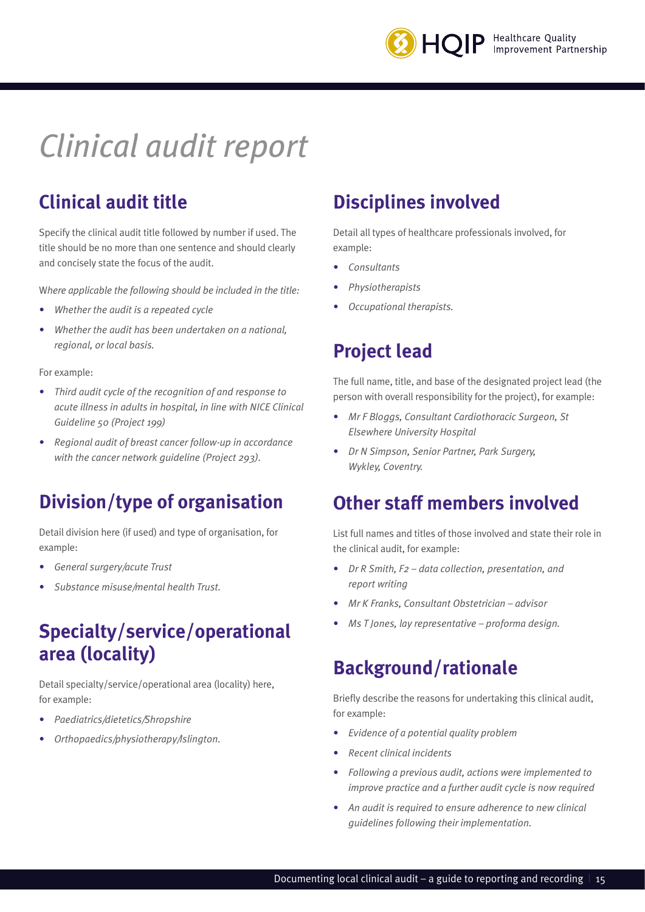# *Clinical audit report*

## Clinical audit title

Specify the clinical audit title followed by number if used. The title should be no more than one sentence and should clearly and concisely state the focus of the audit.

*Where applicable the following should be included in the title:*

- *Whether the audit is a repeated cycle*
- *Whether the audit has been undertaken on a national, regional, or local basis.*

For example:

- *Third audit cycle of the recognition of and response to acute illness in adults in hospital, in line with NICE Clinical Guideline 50 (Project 199)*
- *Regional audit of breast cancer follow-up in accordance with the cancer network guideline (Project 293).*

## Division/type of organisation

Detail division here (if used) and type of organisation, for example:

- *General surgery/acute Trust*
- *Substance misuse/mental health Trust.*

## Specialty/service/operational area (locality)

Detail specialty/service/operational area (locality) here, for example:

- *Paediatrics/dietetics/Shropshire*
- *Orthopaedics/physiotherapy/Islington.*

## Disciplines involved

Detail all types of healthcare professionals involved, for example:

- *Consultants*
- *Physiotherapists*
- *Occupational therapists.*

## Project lead

The full name, title, and base of the designated project lead (the person with overall responsibility for the project), for example:

- *Mr F Bloggs, Consultant Cardiothoracic Surgeon, St Elsewhere University Hospital*
- *Dr N Simpson, Senior Partner, Park Surgery, Wykley, Coventry.*

## Other staff members involved

List full names and titles of those involved and state their role in the clinical audit, for example:

- *Dr R Smith, F2 – data collection, presentation, and report writing*
- *Mr K Franks, Consultant Obstetrician – advisor*
- *Ms T Jones, lay representative – proforma design.*

## Background/rationale

Briefly describe the reasons for undertaking this clinical audit, for example:

- *Evidence of a potential quality problem*
- *Recent clinical incidents*
- *Following a previous audit, actions were implemented to improve practice and a further audit cycle is now required*
- *An audit is required to ensure adherence to new clinical guidelines following their implementation.*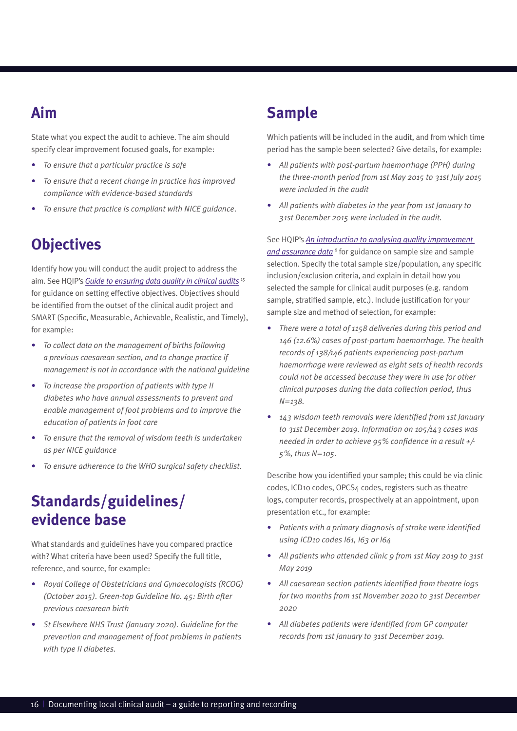## Aim

State what you expect the audit to achieve. The aim should specify clear improvement focused goals, for example:

- *To ensure that a particular practice is safe*
- *To ensure that a recent change in practice has improved compliance with evidence-based standards*
- *To ensure that practice is compliant with NICE guidance.*

## Objectives

Identify how you will conduct the audit project to address the aim. See HQIP's *Guide to ensuring data quality in clinical audits* [15] for guidance on setting effective objectives. Objectives should be identified from the outset of the clinical audit project and SMART (Specific, Measurable, Achievable, Realistic, and Timely), for example:

- *To collect data on the management of births following a previous caesarean section, and to change practice if management is not in accordance with the national guideline*
- *To increase the proportion of patients with type II diabetes who have annual assessments to prevent and enable management of foot problems and to improve the education of patients in foot care*
- *To ensure that the removal of wisdom teeth is undertaken as per NICE guidance*
- *To ensure adherence to the WHO surgical safety checklist.*

## Standards/guidelines/evidence base

What standards and guidelines have you compared practice with? What criteria have been used? Specify the full title, reference, and source, for example:

- *Royal College of Obstetricians and Gynaecologists (RCOG) (October 2015). Green-top Guideline No. 45: Birth after previous caesarean birth*
- *St Elsewhere NHS Trust (January 2020). Guideline for the prevention and management of foot problems in patients with type II diabetes.*

## Sample

Which patients will be included in the audit, and from which time period has the sample been selected? Give details, for example:

- *All patients with post-partum haemorrhage (PPH) during the three-month period from 1st May 2015 to 31st July 2015 were included in the audit*
- *All patients with diabetes in the year from 1st January to 31st December 2015 were included in the audit.*

See HQIP's *An introduction to analysing quality improvement and assurance data* [6] for guidance on sample size and sample selection. Specify the total sample size/population, any specific inclusion/exclusion criteria, and explain in detail how you selected the sample for clinical audit purposes (e.g. random sample, stratified sample, etc.). Include justification for your sample size and method of selection, for example:

- *There were a total of 1158 deliveries during this period and 146 (12.6%) cases of post-partum haemorrhage. The health records of 138/146 patients experiencing post-partum haemorrhage were reviewed as eight sets of health records could not be accessed because they were in use for other clinical purposes during the data collection period, thus N=138.*
- *143 wisdom teeth removals were identified from 1st January to 31st December 2019. Information on 105/143 cases was needed in order to achieve 95% confidence in a result +/- 5%, thus N=105.*

Describe how you identified your sample; this could be via clinic codes, ICD10 codes, OPCS4 codes, registers such as theatre logs, computer records, prospectively at an appointment, upon presentation etc., for example:

- *Patients with a primary diagnosis of stroke were identified using ICD10 codes I61, I63 or I64*
- *All patients who attended clinic 9 from 1st May 2019 to 31st May 2019*
- *All caesarean section patients identified from theatre logs for two months from 1st November 2020 to 31st December 2020*
- *All diabetes patients were identified from GP computer records from 1st January to 31st December 2019.*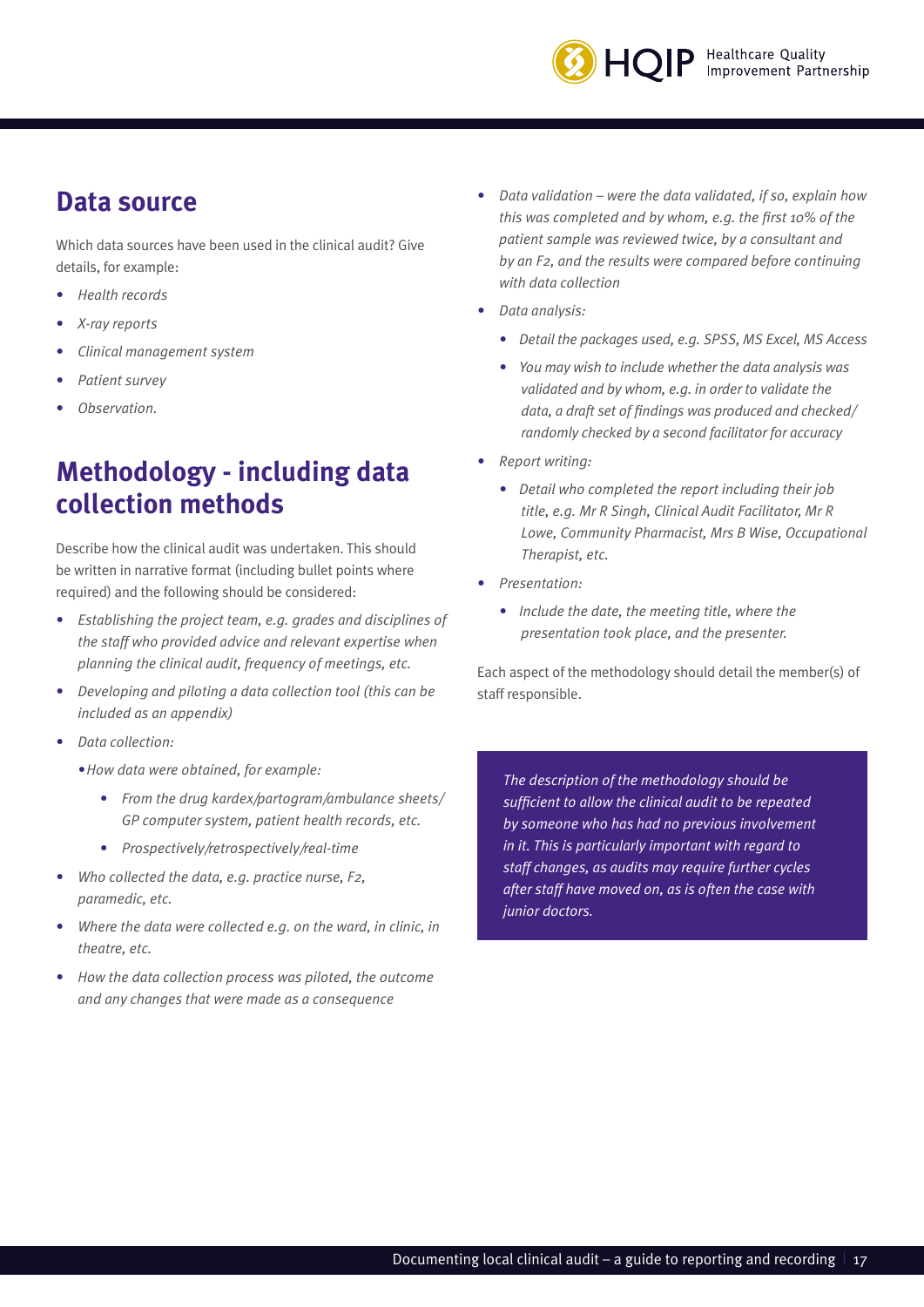## Data source

Which data sources have been used in the clinical audit? Give details, for example:

- *Health records*
- *X-ray reports*
- *Clinical management system*
- *Patient survey*
- *Observation.*

## Methodology - including data collection methods

Describe how the clinical audit was undertaken. This should be written in narrative format (including bullet points where required) and the following should be considered:

- *Establishing the project team, e.g. grades and disciplines of the staff who provided advice and relevant expertise when planning the clinical audit, frequency of meetings, etc.*
- *Developing and piloting a data collection tool (this can be included as an appendix)*
- *Data collection:*
  - *How data were obtained, for example:*
    - *From the drug kardex/partogram/ambulance sheets/ GP computer system, patient health records, etc.*
    - *Prospectively/retrospectively/real-time*
- *Who collected the data, e.g. practice nurse, F2, paramedic, etc.*
- *Where the data were collected e.g. on the ward, in clinic, in theatre, etc.*
- *How the data collection process was piloted, the outcome and any changes that were made as a consequence*
- *Data validation – were the data validated, if so, explain how this was completed and by whom, e.g. the first 10% of the patient sample was reviewed twice, by a consultant and by an F2, and the results were compared before continuing with data collection*
- *Data analysis:*
  - *Detail the packages used, e.g. SPSS, MS Excel, MS Access*
  - *You may wish to include whether the data analysis was validated and by whom, e.g. in order to validate the data, a draft set of findings was produced and checked/ randomly checked by a second facilitator for accuracy*
- *Report writing:*
  - *Detail who completed the report including their job title, e.g. Mr R Singh, Clinical Audit Facilitator, Mr R Lowe, Community Pharmacist, Mrs B Wise, Occupational Therapist, etc.*
- *Presentation:*
  - *Include the date, the meeting title, where the presentation took place, and the presenter.*

Each aspect of the methodology should detail the member(s) of staff responsible.

*The description of the methodology should be sufficient to allow the clinical audit to be repeated by someone who has had no previous involvement in it. This is particularly important with regard to staff changes, as audits may require further cycles after staff have moved on, as is often the case with junior doctors.*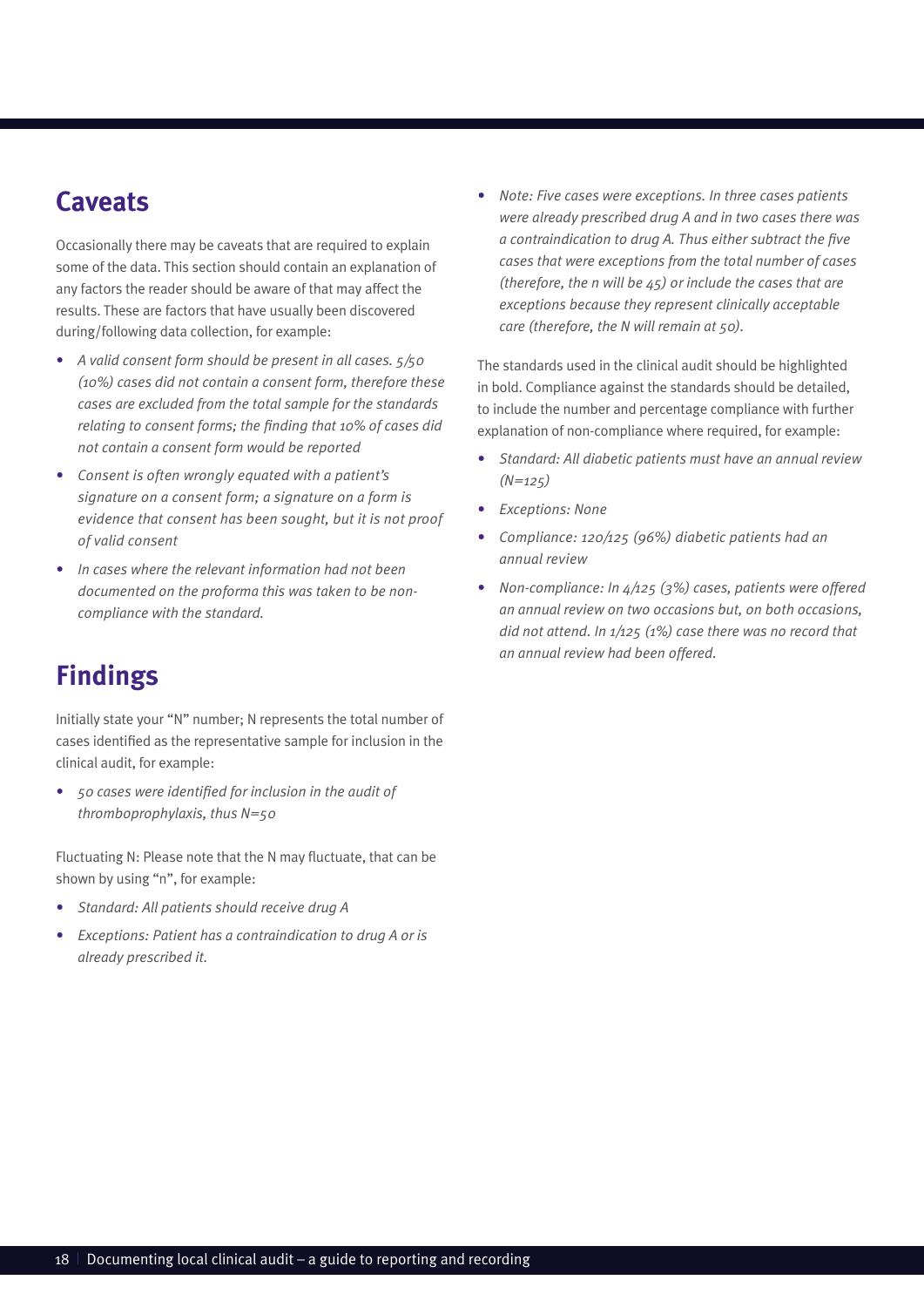## Caveats

Occasionally there may be caveats that are required to explain some of the data. This section should contain an explanation of any factors the reader should be aware of that may affect the results. These are factors that have usually been discovered during/following data collection, for example:

- *A valid consent form should be present in all cases. 5/50 (10%) cases did not contain a consent form, therefore these cases are excluded from the total sample for the standards relating to consent forms; the finding that 10% of cases did not contain a consent form would be reported*
- *Consent is often wrongly equated with a patient's signature on a consent form; a signature on a form is evidence that consent has been sought, but it is not proof of valid consent*
- *In cases where the relevant information had not been documented on the proforma this was taken to be non-compliance with the standard.*

## Findings

Initially state your "N" number; N represents the total number of cases identified as the representative sample for inclusion in the clinical audit, for example:

- *50 cases were identified for inclusion in the audit of thromboprophylaxis, thus N=50*

Fluctuating N: Please note that the N may fluctuate, that can be shown by using "n", for example:

- *Standard: All patients should receive drug A*
- *Exceptions: Patient has a contraindication to drug A or is already prescribed it.*
- *Note: Five cases were exceptions. In three cases patients were already prescribed drug A and in two cases there was a contraindication to drug A. Thus either subtract the five cases that were exceptions from the total number of cases (therefore, the n will be 45) or include the cases that are exceptions because they represent clinically acceptable care (therefore, the N will remain at 50).*

The standards used in the clinical audit should be highlighted in bold. Compliance against the standards should be detailed, to include the number and percentage compliance with further explanation of non-compliance where required, for example:

- *Standard: All diabetic patients must have an annual review (N=125)*
- *Exceptions: None*
- *Compliance: 120/125 (96%) diabetic patients had an annual review*
- *Non-compliance: In 4/125 (3%) cases, patients were offered an annual review on two occasions but, on both occasions, did not attend. In 1/125 (1%) case there was no record that an annual review had been offered.*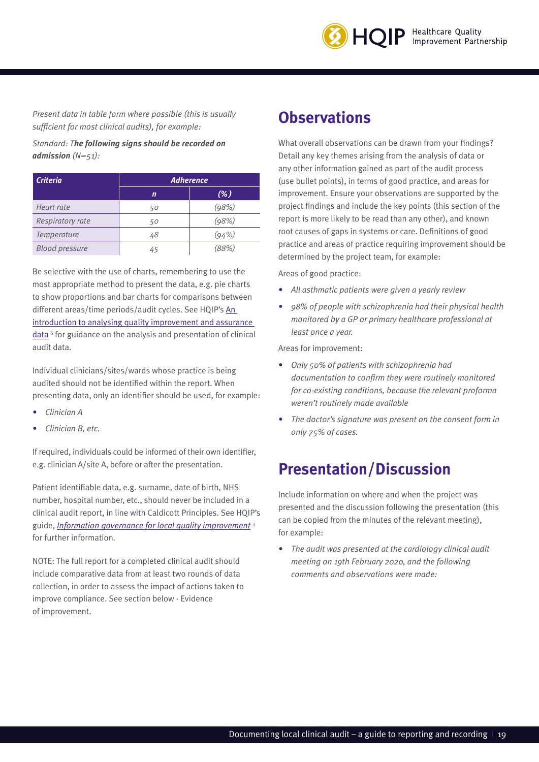*Present data in table form where possible (this is usually sufficient for most clinical audits), for example:*

*Standard: T**he following signs should be recorded on admission** (N=51):*

| *Criteria* | *Adherence* | |
|---|---|---|
| | *n* | *(%)* |
| *Heart rate* | *50* | *(98%)* |
| *Respiratory rate* | *50* | *(98%)* |
| *Temperature* | *48* | *(94%)* |
| *Blood pressure* | *45* | *(88%)* |

Be selective with the use of charts, remembering to use the most appropriate method to present the data, e.g. pie charts to show proportions and bar charts for comparisons between different areas/time periods/audit cycles. See HQIP's An introduction to analysing quality improvement and assurance data [6] for guidance on the analysis and presentation of clinical audit data.

Individual clinicians/sites/wards whose practice is being audited should not be identified within the report. When presenting data, only an identifier should be used, for example:

- *Clinician A*
- *Clinician B, etc.*

If required, individuals could be informed of their own identifier, e.g. clinician A/site A, before or after the presentation.

Patient identifiable data, e.g. surname, date of birth, NHS number, hospital number, etc., should never be included in a clinical audit report, in line with Caldicott Principles. See HQIP's guide, *Information governance for local quality improvement* [3] for further information.

NOTE: The full report for a completed clinical audit should include comparative data from at least two rounds of data collection, in order to assess the impact of actions taken to improve compliance. See section below - Evidence of improvement.

## Observations

What overall observations can be drawn from your findings? Detail any key themes arising from the analysis of data or any other information gained as part of the audit process (use bullet points), in terms of good practice, and areas for improvement. Ensure your observations are supported by the project findings and include the key points (this section of the report is more likely to be read than any other), and known root causes of gaps in systems or care. Definitions of good practice and areas of practice requiring improvement should be determined by the project team, for example:

Areas of good practice:

- *All asthmatic patients were given a yearly review*
- *98% of people with schizophrenia had their physical health monitored by a GP or primary healthcare professional at least once a year.*

Areas for improvement:

- *Only 50% of patients with schizophrenia had documentation to confirm they were routinely monitored for co-existing conditions, because the relevant proforma weren't routinely made available*
- *The doctor's signature was present on the consent form in only 75% of cases.*

## Presentation/Discussion

Include information on where and when the project was presented and the discussion following the presentation (this can be copied from the minutes of the relevant meeting), for example:

- *The audit was presented at the cardiology clinical audit meeting on 19th February 2020, and the following comments and observations were made:*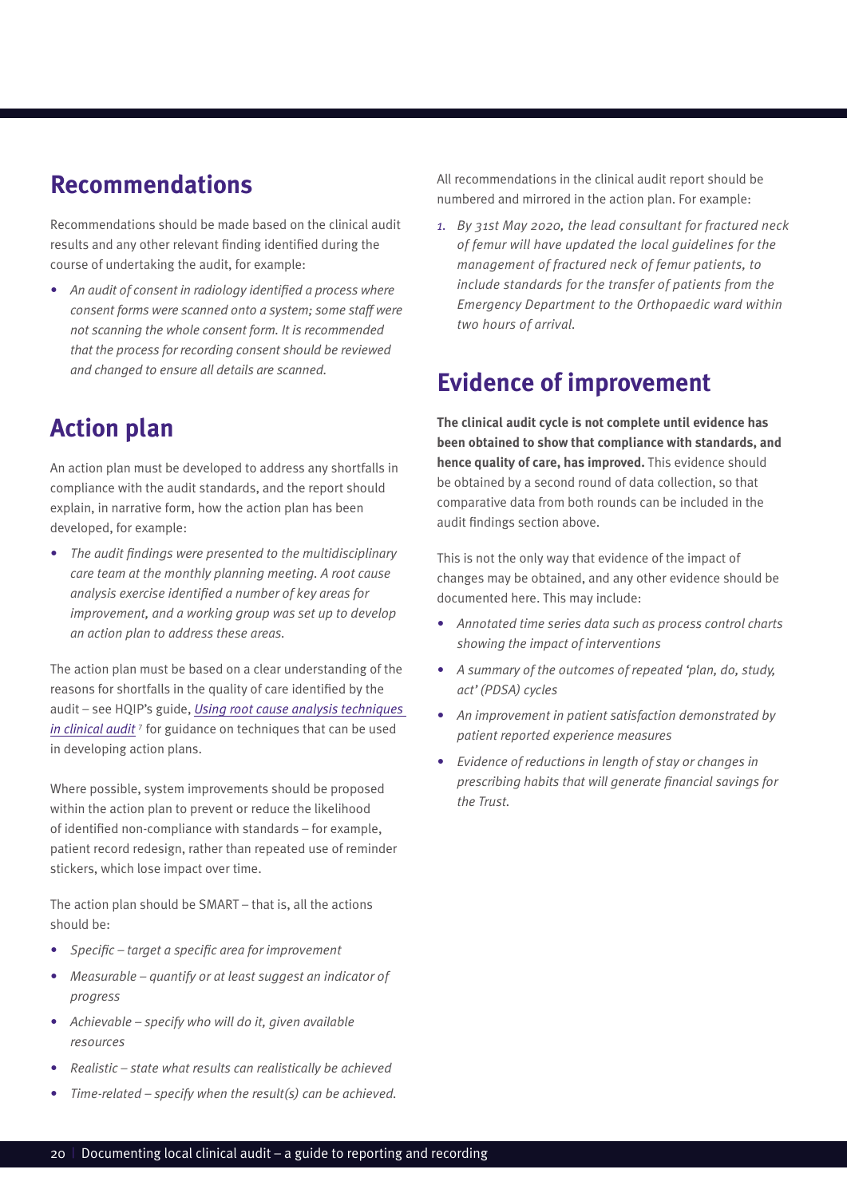## Recommendations

Recommendations should be made based on the clinical audit results and any other relevant finding identified during the course of undertaking the audit, for example:

- *An audit of consent in radiology identified a process where consent forms were scanned onto a system; some staff were not scanning the whole consent form. It is recommended that the process for recording consent should be reviewed and changed to ensure all details are scanned.*

## Action plan

An action plan must be developed to address any shortfalls in compliance with the audit standards, and the report should explain, in narrative form, how the action plan has been developed, for example:

- *The audit findings were presented to the multidisciplinary care team at the monthly planning meeting. A root cause analysis exercise identified a number of key areas for improvement, and a working group was set up to develop an action plan to address these areas.*

The action plan must be based on a clear understanding of the reasons for shortfalls in the quality of care identified by the audit – see HQIP's guide, *Using root cause analysis techniques in clinical audit*[7] for guidance on techniques that can be used in developing action plans.

Where possible, system improvements should be proposed within the action plan to prevent or reduce the likelihood of identified non-compliance with standards – for example, patient record redesign, rather than repeated use of reminder stickers, which lose impact over time.

The action plan should be SMART – that is, all the actions should be:

- *Specific – target a specific area for improvement*
- *Measurable – quantify or at least suggest an indicator of progress*
- *Achievable – specify who will do it, given available resources*
- *Realistic – state what results can realistically be achieved*
- *Time-related – specify when the result(s) can be achieved.*

All recommendations in the clinical audit report should be numbered and mirrored in the action plan. For example:

1. *By 31st May 2020, the lead consultant for fractured neck of femur will have updated the local guidelines for the management of fractured neck of femur patients, to include standards for the transfer of patients from the Emergency Department to the Orthopaedic ward within two hours of arrival.*

## Evidence of improvement

**The clinical audit cycle is not complete until evidence has been obtained to show that compliance with standards, and hence quality of care, has improved.** This evidence should be obtained by a second round of data collection, so that comparative data from both rounds can be included in the audit findings section above.

This is not the only way that evidence of the impact of changes may be obtained, and any other evidence should be documented here. This may include:

- *Annotated time series data such as process control charts showing the impact of interventions*
- *A summary of the outcomes of repeated 'plan, do, study, act' (PDSA) cycles*
- *An improvement in patient satisfaction demonstrated by patient reported experience measures*
- *Evidence of reductions in length of stay or changes in prescribing habits that will generate financial savings for the Trust.*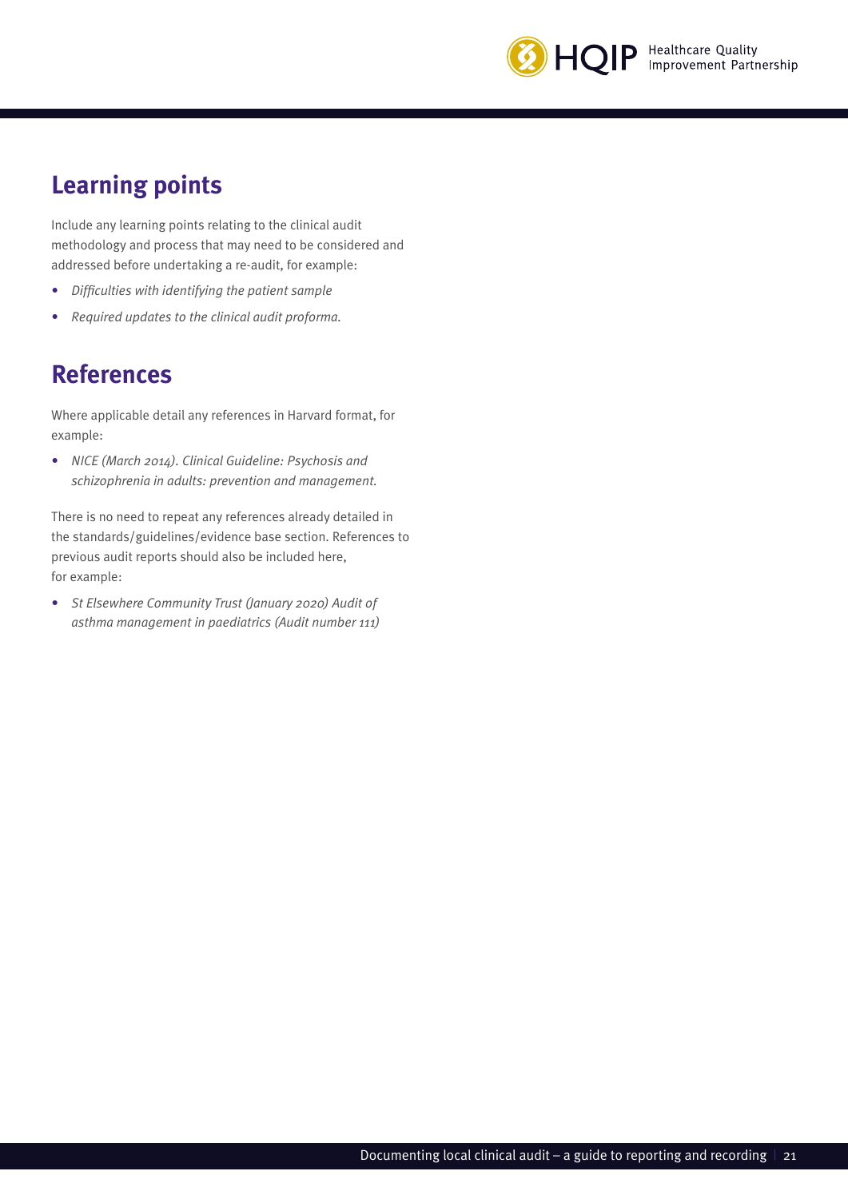## Learning points

Include any learning points relating to the clinical audit methodology and process that may need to be considered and addressed before undertaking a re-audit, for example:

- *Difficulties with identifying the patient sample*
- *Required updates to the clinical audit proforma.*

## References

Where applicable detail any references in Harvard format, for example:

- *NICE (March 2014). Clinical Guideline: Psychosis and schizophrenia in adults: prevention and management.*

There is no need to repeat any references already detailed in the standards/guidelines/evidence base section. References to previous audit reports should also be included here, for example:

- *St Elsewhere Community Trust (January 2020) Audit of asthma management in paediatrics (Audit number 111)*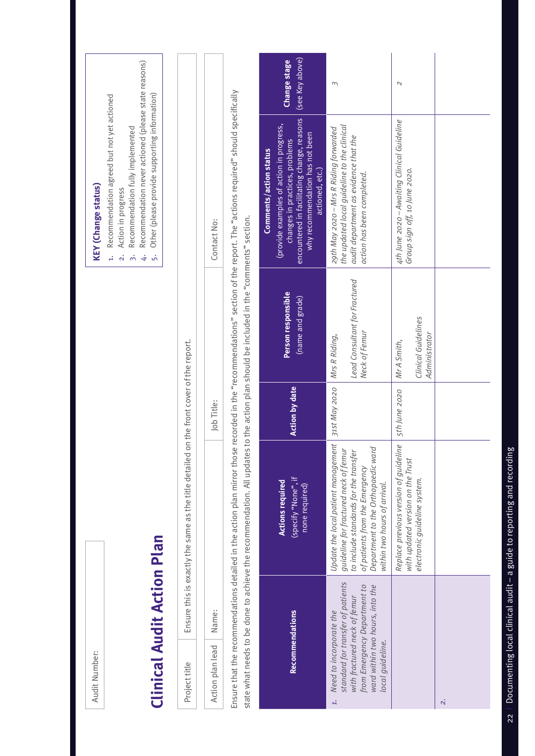Audit Number:

# Clinical Audit Action Plan

**KEY (Change status)**

1. Recommendation agreed but not yet actioned
2. Action in progress
3. Recommendation fully implemented
4. Recommendation never actioned (please state reasons)
5. Other (please provide supporting information)

| Project title | Ensure this is exactly the same as the title detailed on the front cover of the report. | |
|---|---|---|
| Action plan lead | Name: Job Title: | Contact No: |

Ensure that the recommendations detailed in the action plan mirror those recorded in the "recommendations" section of the report. The "actions required" should specifically state what needs to be done to achieve the recommendation. All updates to the action plan should be included in the "comments" section.

| Recommendations | Actions required (specify "None", if none required) | Action by date | Person responsible (name and grade) | Comments/action status (provide examples of action in progress, changes in practices, problems encountered in facilitating change, reasons why recommendation has not been actioned, etc.) | Change stage (see Key above) |
|---|---|---|---|---|---|
| 1. *Need to incorporate the standard for transfer of patients with fractured neck of femur from Emergency Department to ward within two hours, into the local guideline.* | *Update the local patient management guideline for fractured neck of femur to include standards for the transfer of patients from the Emergency Department to the Orthopaedic ward within two hours of arrival.* | *31st May 2020* | *Mrs R Riding, Lead Consultant for Fractured Neck of Femur* | *29th May 2020 – Mrs R Riding forwarded the updated local guideline to the clinical audit department as evidence that the action has been completed.* | *3* |
| | *Replace previous version of guideline with updated version on the Trust electronic guideline system.* | *5th June 2020* | *Mr A Smith, Clinical Guidelines Administrator* | *4th June 2020 – Awaiting Clinical Guideline Group sign off, 10 June 2020.* | *2* |
| *2.* | | | | | |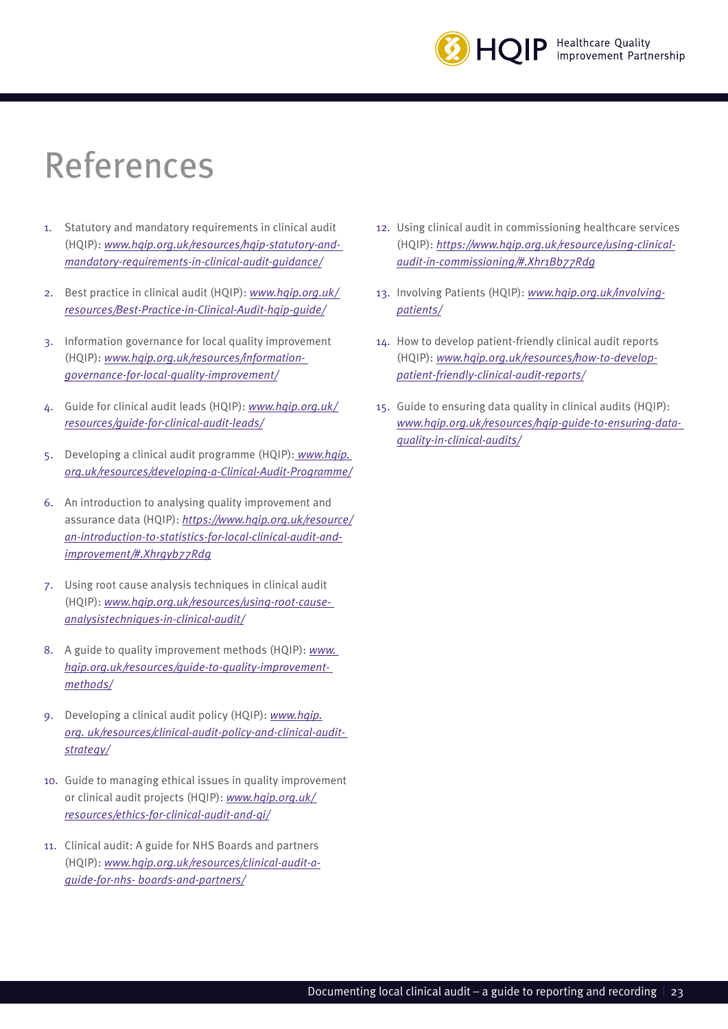# References

1. Statutory and mandatory requirements in clinical audit (HQIP): *www.hqip.org.uk/resources/hqip-statutory-and-mandatory-requirements-in-clinical-audit-guidance/*

2. Best practice in clinical audit (HQIP): *www.hqip.org.uk/resources/Best-Practice-in-Clinical-Audit-hqip-guide/*

3. Information governance for local quality improvement (HQIP): *www.hqip.org.uk/resources/information-governance-for-local-quality-improvement/*

4. Guide for clinical audit leads (HQIP): *www.hqip.org.uk/resources/guide-for-clinical-audit-leads/*

5. Developing a clinical audit programme (HQIP): *www.hqip.org.uk/resources/developing-a-Clinical-Audit-Programme/*

6. An introduction to analysing quality improvement and assurance data (HQIP): *https://www.hqip.org.uk/resource/an-introduction-to-statistics-for-local-clinical-audit-and-improvement/#.Xhrgyb77Rdg*

7. Using root cause analysis techniques in clinical audit (HQIP): *www.hqip.org.uk/resources/using-root-cause-analysistechniques-in-clinical-audit/*

8. A guide to quality improvement methods (HQIP): *www.hqip.org.uk/resources/guide-to-quality-improvement-methods/*

9. Developing a clinical audit policy (HQIP): *www.hqip.org. uk/resources/clinical-audit-policy-and-clinical-audit-strategy/*

10. Guide to managing ethical issues in quality improvement or clinical audit projects (HQIP): *www.hqip.org.uk/resources/ethics-for-clinical-audit-and-qi/*

11. Clinical audit: A guide for NHS Boards and partners (HQIP): *www.hqip.org.uk/resources/clinical-audit-a-guide-for-nhs- boards-and-partners/*

12. Using clinical audit in commissioning healthcare services (HQIP): *https://www.hqip.org.uk/resource/using-clinical-audit-in-commissioning/#.Xhr1Bb77Rdg*

13. Involving Patients (HQIP): *www.hqip.org.uk/involving-patients/*

14. How to develop patient-friendly clinical audit reports (HQIP): *www.hqip.org.uk/resources/how-to-develop-patient-friendly-clinical-audit-reports/*

15. Guide to ensuring data quality in clinical audits (HQIP): *www.hqip.org.uk/resources/hqip-guide-to-ensuring-data-quality-in-clinical-audits/*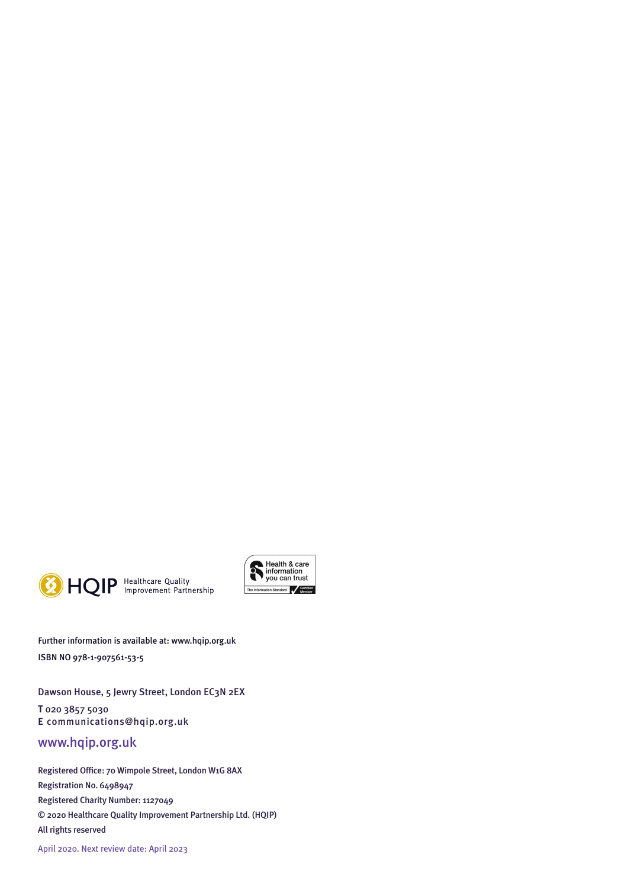HQIP Healthcare Quality Improvement Partnership

Health & care information you can trust

The Information Standard Certified Member

Further information is available at: www.hqip.org.uk

ISBN NO 978-1-907561-53-5

Dawson House, 5 Jewry Street, London EC3N 2EX

**T** 020 3857 5030
**E** communications@hqip.org.uk

www.hqip.org.uk

Registered Office: 70 Wimpole Street, London W1G 8AX

Registration No. 6498947

Registered Charity Number: 1127049

© 2020 Healthcare Quality Improvement Partnership Ltd. (HQIP)

All rights reserved

April 2020. Next review date: April 2023